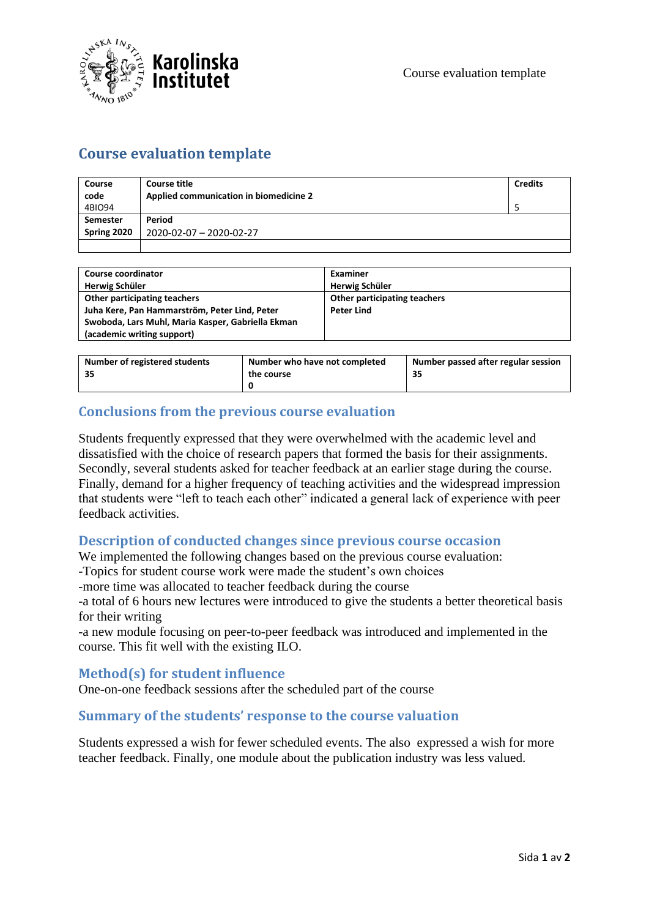# Course evaluation template

| Course code 4BIO94 | Course title Applied communication in biomedicine 2 | Credits 5 |
|---|---|---|
| Semester Spring 2020 | Period 2020-02-07 – 2020-02-27 | |
| | | |

| Course coordinator Herwig Schüler | Examiner Herwig Schüler |
|---|---|
| Other participating teachers Juha Kere, Pan Hammarström, Peter Lind, Peter Swoboda, Lars Muhl, Maria Kasper, Gabriella Ekman (academic writing support) | Other participating teachers Peter Lind |

| Number of registered students | Number who have not completed the course | Number passed after regular session |
|---|---|---|
| 35 | 0 | 35 |

## Conclusions from the previous course evaluation

Students frequently expressed that they were overwhelmed with the academic level and dissatisfied with the choice of research papers that formed the basis for their assignments. Secondly, several students asked for teacher feedback at an earlier stage during the course. Finally, demand for a higher frequency of teaching activities and the widespread impression that students were "left to teach each other" indicated a general lack of experience with peer feedback activities.

## Description of conducted changes since previous course occasion

We implemented the following changes based on the previous course evaluation:
-Topics for student course work were made the student's own choices
-more time was allocated to teacher feedback during the course
-a total of 6 hours new lectures were introduced to give the students a better theoretical basis for their writing
-a new module focusing on peer-to-peer feedback was introduced and implemented in the course. This fit well with the existing ILO.

## Method(s) for student influence

One-on-one feedback sessions after the scheduled part of the course

## Summary of the students' response to the course valuation

Students expressed a wish for fewer scheduled events. The also expressed a wish for more teacher feedback. Finally, one module about the publication industry was less valued.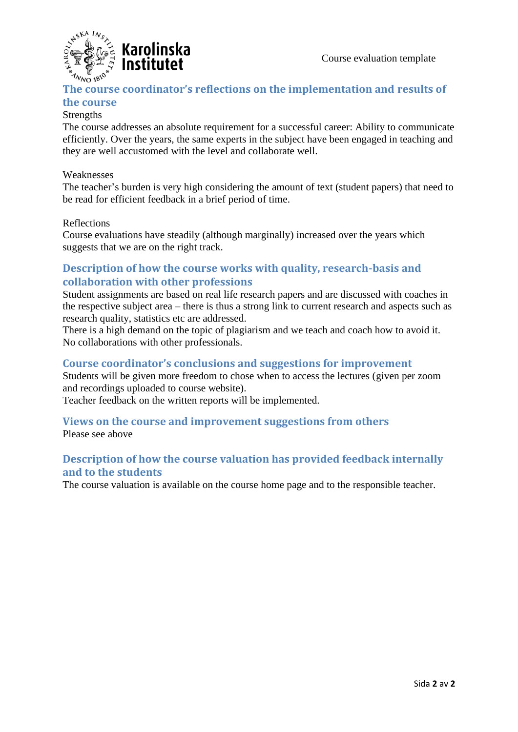## The course coordinator's reflections on the implementation and results of the course

Strengths

The course addresses an absolute requirement for a successful career: Ability to communicate efficiently. Over the years, the same experts in the subject have been engaged in teaching and they are well accustomed with the level and collaborate well.

Weaknesses

The teacher's burden is very high considering the amount of text (student papers) that need to be read for efficient feedback in a brief period of time.

Reflections

Course evaluations have steadily (although marginally) increased over the years which suggests that we are on the right track.

## Description of how the course works with quality, research-basis and collaboration with other professions

Student assignments are based on real life research papers and are discussed with coaches in the respective subject area – there is thus a strong link to current research and aspects such as research quality, statistics etc are addressed.

There is a high demand on the topic of plagiarism and we teach and coach how to avoid it.

No collaborations with other professionals.

## Course coordinator's conclusions and suggestions for improvement

Students will be given more freedom to chose when to access the lectures (given per zoom and recordings uploaded to course website).

Teacher feedback on the written reports will be implemented.

## Views on the course and improvement suggestions from others

Please see above

## Description of how the course valuation has provided feedback internally and to the students

The course valuation is available on the course home page and to the responsible teacher.